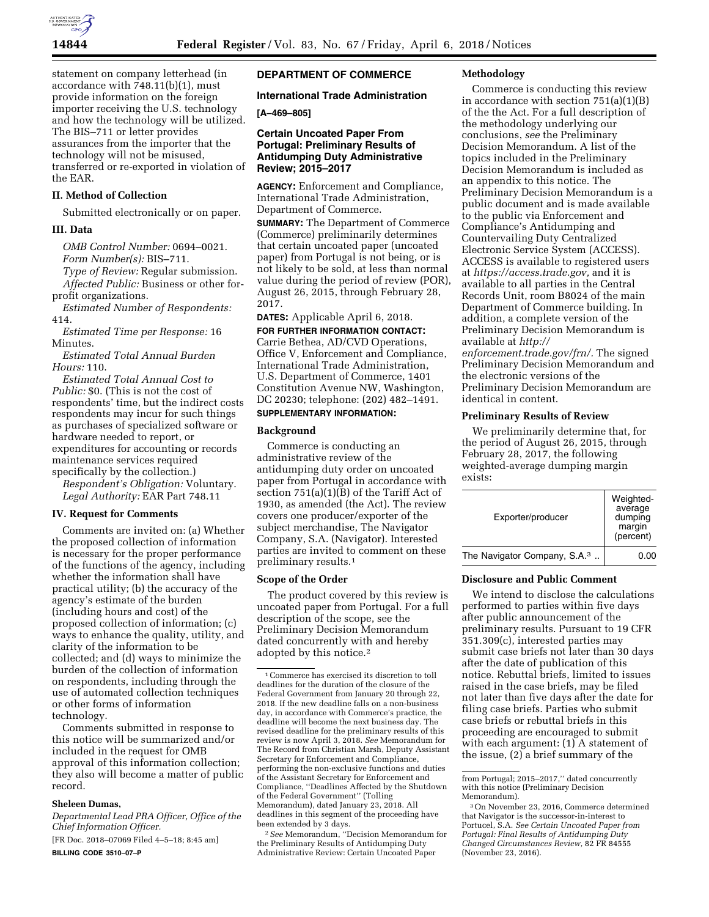statement on company letterhead (in accordance with 748.11(b)(1), must provide information on the foreign importer receiving the U.S. technology and how the technology will be utilized. The BIS–711 or letter provides assurances from the importer that the technology will not be misused, transferred or re-exported in violation of the EAR.

**II. Method of Collection**

Submitted electronically or on paper.

**III. Data**

*OMB Control Number:* 0694–0021.

*Form Number(s):* BIS–711.

*Type of Review:* Regular submission.

*Affected Public:* Business or other for-profit organizations.

*Estimated Number of Respondents:* 414.

*Estimated Time per Response:* 16 Minutes.

*Estimated Total Annual Burden Hours:* 110.

*Estimated Total Annual Cost to Public:* $0. (This is not the cost of respondents' time, but the indirect costs respondents may incur for such things as purchases of specialized software or hardware needed to report, or expenditures for accounting or records maintenance services required specifically by the collection.)

*Respondent's Obligation:* Voluntary.

*Legal Authority:* EAR Part 748.11

**IV. Request for Comments**

Comments are invited on: (a) Whether the proposed collection of information is necessary for the proper performance of the functions of the agency, including whether the information shall have practical utility; (b) the accuracy of the agency's estimate of the burden (including hours and cost) of the proposed collection of information; (c) ways to enhance the quality, utility, and clarity of the information to be collected; and (d) ways to minimize the burden of the collection of information on respondents, including through the use of automated collection techniques or other forms of information technology.

Comments submitted in response to this notice will be summarized and/or included in the request for OMB approval of this information collection; they also will become a matter of public record.

**Sheleen Dumas,**

*Departmental Lead PRA Officer, Office of the Chief Information Officer.*

[FR Doc. 2018–07069 Filed 4–5–18; 8:45 am]

**BILLING CODE 3510–07–P**

## DEPARTMENT OF COMMERCE

### International Trade Administration

**[A–469–805]**

### Certain Uncoated Paper From Portugal: Preliminary Results of Antidumping Duty Administrative Review; 2015–2017

**AGENCY:** Enforcement and Compliance, International Trade Administration, Department of Commerce.

**SUMMARY:** The Department of Commerce (Commerce) preliminarily determines that certain uncoated paper (uncoated paper) from Portugal is not being, or is not likely to be sold, at less than normal value during the period of review (POR), August 26, 2015, through February 28, 2017.

**DATES:** Applicable April 6, 2018.

**FOR FURTHER INFORMATION CONTACT:** Carrie Bethea, AD/CVD Operations, Office V, Enforcement and Compliance, International Trade Administration, U.S. Department of Commerce, 1401 Constitution Avenue NW, Washington, DC 20230; telephone: (202) 482–1491.

**SUPPLEMENTARY INFORMATION:**

**Background**

Commerce is conducting an administrative review of the antidumping duty order on uncoated paper from Portugal in accordance with section 751(a)(1)(B) of the Tariff Act of 1930, as amended (the Act). The review covers one producer/exporter of the subject merchandise, The Navigator Company, S.A. (Navigator). Interested parties are invited to comment on these preliminary results.[1]

**Scope of the Order**

The product covered by this review is uncoated paper from Portugal. For a full description of the scope, see the Preliminary Decision Memorandum dated concurrently with and hereby adopted by this notice.[2]

**Methodology**

Commerce is conducting this review in accordance with section 751(a)(1)(B) of the the Act. For a full description of the methodology underlying our conclusions, *see* the Preliminary Decision Memorandum. A list of the topics included in the Preliminary Decision Memorandum is included as an appendix to this notice. The Preliminary Decision Memorandum is a public document and is made available to the public via Enforcement and Compliance's Antidumping and Countervailing Duty Centralized Electronic Service System (ACCESS). ACCESS is available to registered users at *https://access.trade.gov,* and it is available to all parties in the Central Records Unit, room B8024 of the main Department of Commerce building. In addition, a complete version of the Preliminary Decision Memorandum is available at *http://enforcement.trade.gov/frn/*. The signed Preliminary Decision Memorandum and the electronic versions of the Preliminary Decision Memorandum are identical in content.

**Preliminary Results of Review**

We preliminarily determine that, for the period of August 26, 2015, through February 28, 2017, the following weighted-average dumping margin exists:

| Exporter/producer | Weighted-average dumping margin (percent) |
| --- | --- |
| The Navigator Company, S.A.[3] | 0.00 |

**Disclosure and Public Comment**

We intend to disclose the calculations performed to parties within five days after public announcement of the preliminary results. Pursuant to 19 CFR 351.309(c), interested parties may submit case briefs not later than 30 days after the date of publication of this notice. Rebuttal briefs, limited to issues raised in the case briefs, may be filed not later than five days after the date for filing case briefs. Parties who submit case briefs or rebuttal briefs in this proceeding are encouraged to submit with each argument: (1) A statement of the issue, (2) a brief summary of the

---

[1] Commerce has exercised its discretion to toll deadlines for the duration of the closure of the Federal Government from January 20 through 22, 2018. If the new deadline falls on a non-business day, in accordance with Commerce's practice, the deadline will become the next business day. The revised deadline for the preliminary results of this review is now April 3, 2018. *See* Memorandum for The Record from Christian Marsh, Deputy Assistant Secretary for Enforcement and Compliance, performing the non-exclusive functions and duties of the Assistant Secretary for Enforcement and Compliance, ''Deadlines Affected by the Shutdown of the Federal Government'' (Tolling Memorandum), dated January 23, 2018. All deadlines in this segment of the proceeding have been extended by 3 days.

[2] *See* Memorandum, ''Decision Memorandum for the Preliminary Results of Antidumping Duty Administrative Review: Certain Uncoated Paper from Portugal; 2015–2017,'' dated concurrently with this notice (Preliminary Decision Memorandum).

[3] On November 23, 2016, Commerce determined that Navigator is the successor-in-interest to Portucel, S.A. *See Certain Uncoated Paper from Portugal: Final Results of Antidumping Duty Changed Circumstances Review,* 82 FR 84555 (November 23, 2016).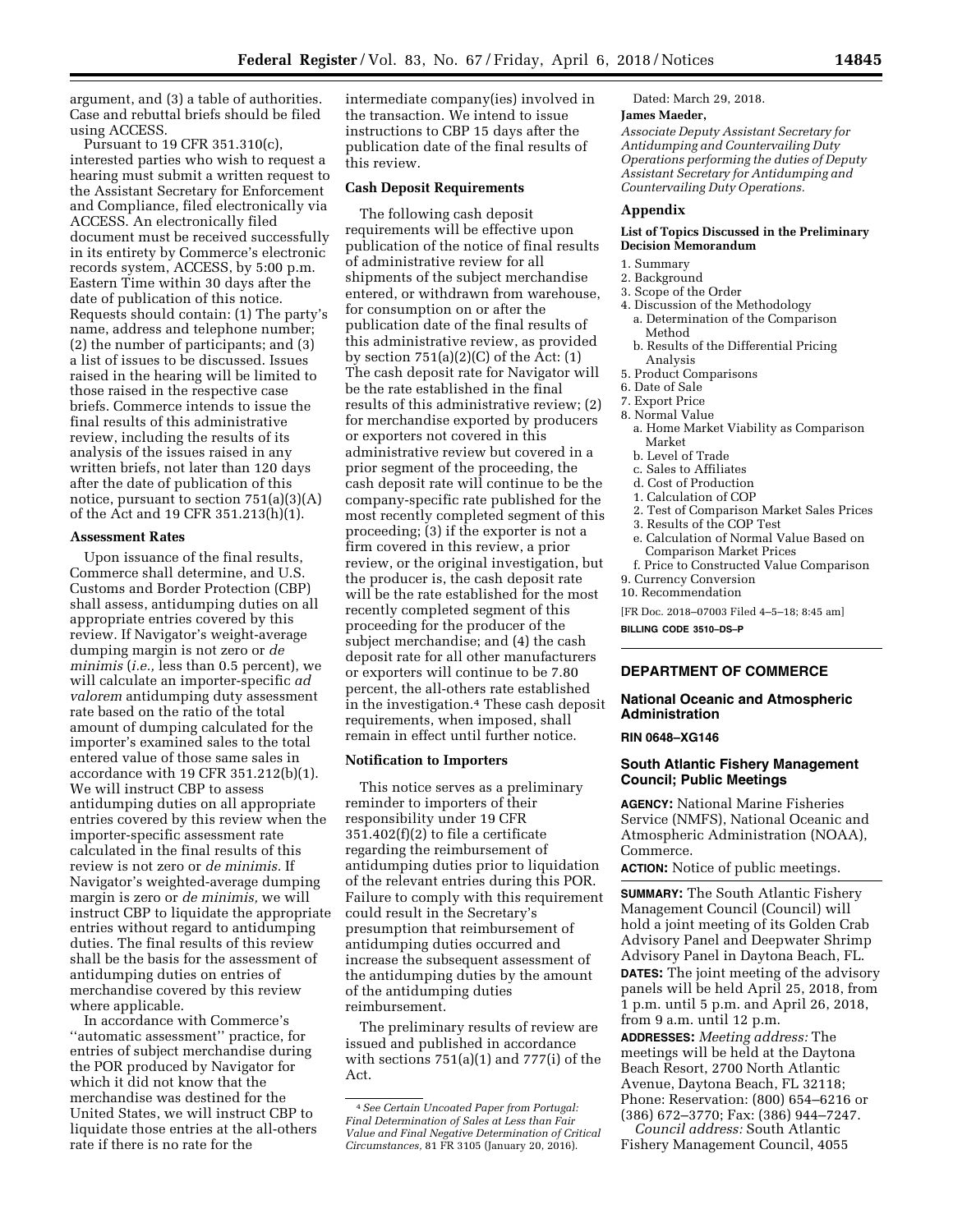argument, and (3) a table of authorities. Case and rebuttal briefs should be filed using ACCESS.

Pursuant to 19 CFR 351.310(c), interested parties who wish to request a hearing must submit a written request to the Assistant Secretary for Enforcement and Compliance, filed electronically via ACCESS. An electronically filed document must be received successfully in its entirety by Commerce's electronic records system, ACCESS, by 5:00 p.m. Eastern Time within 30 days after the date of publication of this notice. Requests should contain: (1) The party's name, address and telephone number; (2) the number of participants; and (3) a list of issues to be discussed. Issues raised in the hearing will be limited to those raised in the respective case briefs. Commerce intends to issue the final results of this administrative review, including the results of its analysis of the issues raised in any written briefs, not later than 120 days after the date of publication of this notice, pursuant to section 751(a)(3)(A) of the Act and 19 CFR 351.213(h)(1).

### Assessment Rates

Upon issuance of the final results, Commerce shall determine, and U.S. Customs and Border Protection (CBP) shall assess, antidumping duties on all appropriate entries covered by this review. If Navigator's weight-average dumping margin is not zero or *de minimis* (*i.e.,* less than 0.5 percent), we will calculate an importer-specific *ad valorem* antidumping duty assessment rate based on the ratio of the total amount of dumping calculated for the importer's examined sales to the total entered value of those same sales in accordance with 19 CFR 351.212(b)(1). We will instruct CBP to assess antidumping duties on all appropriate entries covered by this review when the importer-specific assessment rate calculated in the final results of this review is not zero or *de minimis.* If Navigator's weighted-average dumping margin is zero or *de minimis,* we will instruct CBP to liquidate the appropriate entries without regard to antidumping duties. The final results of this review shall be the basis for the assessment of antidumping duties on entries of merchandise covered by this review where applicable.

In accordance with Commerce's ''automatic assessment'' practice, for entries of subject merchandise during the POR produced by Navigator for which it did not know that the merchandise was destined for the United States, we will instruct CBP to liquidate those entries at the all-others rate if there is no rate for the intermediate company(ies) involved in the transaction. We intend to issue instructions to CBP 15 days after the publication date of the final results of this review.

### Cash Deposit Requirements

The following cash deposit requirements will be effective upon publication of the notice of final results of administrative review for all shipments of the subject merchandise entered, or withdrawn from warehouse, for consumption on or after the publication date of the final results of this administrative review, as provided by section 751(a)(2)(C) of the Act: (1) The cash deposit rate for Navigator will be the rate established in the final results of this administrative review; (2) for merchandise exported by producers or exporters not covered in this administrative review but covered in a prior segment of the proceeding, the cash deposit rate will continue to be the company-specific rate published for the most recently completed segment of this proceeding; (3) if the exporter is not a firm covered in this review, a prior review, or the original investigation, but the producer is, the cash deposit rate will be the rate established for the most recently completed segment of this proceeding for the producer of the subject merchandise; and (4) the cash deposit rate for all other manufacturers or exporters will continue to be 7.80 percent, the all-others rate established in the investigation.[4] These cash deposit requirements, when imposed, shall remain in effect until further notice.

### Notification to Importers

This notice serves as a preliminary reminder to importers of their responsibility under 19 CFR 351.402(f)(2) to file a certificate regarding the reimbursement of antidumping duties prior to liquidation of the relevant entries during this POR. Failure to comply with this requirement could result in the Secretary's presumption that reimbursement of antidumping duties occurred and increase the subsequent assessment of the antidumping duties by the amount of the antidumping duties reimbursement.

The preliminary results of review are issued and published in accordance with sections 751(a)(1) and 777(i) of the Act.

[4] *See Certain Uncoated Paper from Portugal: Final Determination of Sales at Less than Fair Value and Final Negative Determination of Critical Circumstances,* 81 FR 3105 (January 20, 2016).

Dated: March 29, 2018.

**James Maeder,**

*Associate Deputy Assistant Secretary for Antidumping and Countervailing Duty Operations performing the duties of Deputy Assistant Secretary for Antidumping and Countervailing Duty Operations.*

### Appendix

#### List of Topics Discussed in the Preliminary Decision Memorandum

1. Summary
2. Background
3. Scope of the Order
4. Discussion of the Methodology
   a. Determination of the Comparison Method
   b. Results of the Differential Pricing Analysis
5. Product Comparisons
6. Date of Sale
7. Export Price
8. Normal Value
   a. Home Market Viability as Comparison Market
   b. Level of Trade
   c. Sales to Affiliates
   d. Cost of Production
   1. Calculation of COP
   2. Test of Comparison Market Sales Prices
   3. Results of the COP Test
   e. Calculation of Normal Value Based on Comparison Market Prices
   f. Price to Constructed Value Comparison
9. Currency Conversion
10. Recommendation

[FR Doc. 2018–07003 Filed 4–5–18; 8:45 am]

**BILLING CODE 3510–DS–P**

## DEPARTMENT OF COMMERCE

### National Oceanic and Atmospheric Administration

**RIN 0648–XG146**

### South Atlantic Fishery Management Council; Public Meetings

**AGENCY:** National Marine Fisheries Service (NMFS), National Oceanic and Atmospheric Administration (NOAA), Commerce.

**ACTION:** Notice of public meetings.

**SUMMARY:** The South Atlantic Fishery Management Council (Council) will hold a joint meeting of its Golden Crab Advisory Panel and Deepwater Shrimp Advisory Panel in Daytona Beach, FL.

**DATES:** The joint meeting of the advisory panels will be held April 25, 2018, from 1 p.m. until 5 p.m. and April 26, 2018, from 9 a.m. until 12 p.m.

**ADDRESSES:** *Meeting address:* The meetings will be held at the Daytona Beach Resort, 2700 North Atlantic Avenue, Daytona Beach, FL 32118; Phone: Reservation: (800) 654–6216 or (386) 672–3770; Fax: (386) 944–7247.

*Council address:* South Atlantic Fishery Management Council, 4055